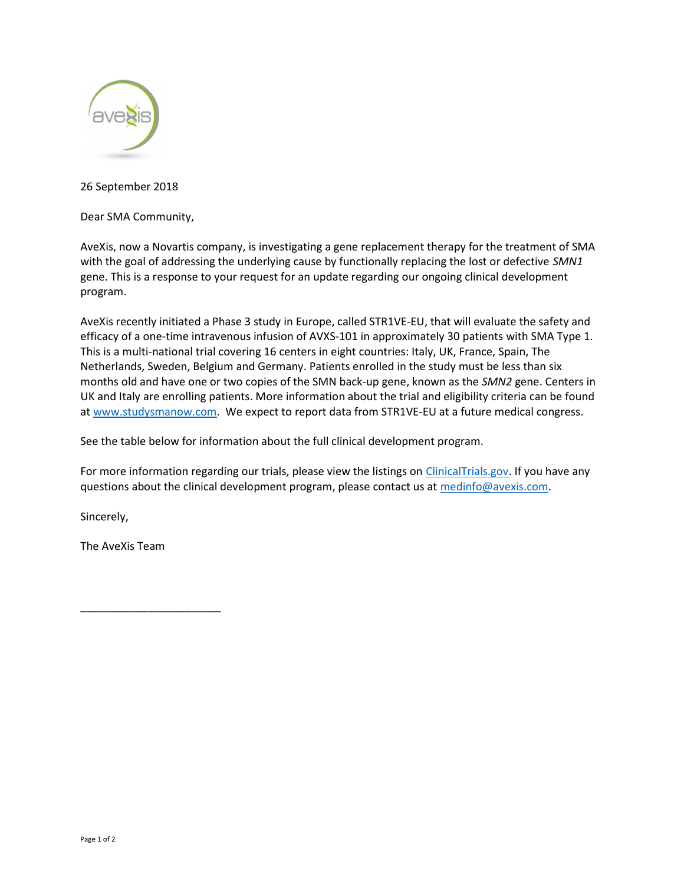26 September 2018

Dear SMA Community,

AveXis, now a Novartis company, is investigating a gene replacement therapy for the treatment of SMA with the goal of addressing the underlying cause by functionally replacing the lost or defective *SMN1* gene. This is a response to your request for an update regarding our ongoing clinical development program.

AveXis recently initiated a Phase 3 study in Europe, called STR1VE-EU, that will evaluate the safety and efficacy of a one-time intravenous infusion of AVXS-101 in approximately 30 patients with SMA Type 1. This is a multi-national trial covering 16 centers in eight countries: Italy, UK, France, Spain, The Netherlands, Sweden, Belgium and Germany. Patients enrolled in the study must be less than six months old and have one or two copies of the SMN back-up gene, known as the *SMN2* gene. Centers in UK and Italy are enrolling patients. More information about the trial and eligibility criteria can be found at www.studysmanow.com. We expect to report data from STR1VE-EU at a future medical congress.

See the table below for information about the full clinical development program.

For more information regarding our trials, please view the listings on ClinicalTrials.gov. If you have any questions about the clinical development program, please contact us at medinfo@avexis.com.

Sincerely,

The AveXis Team

_______________________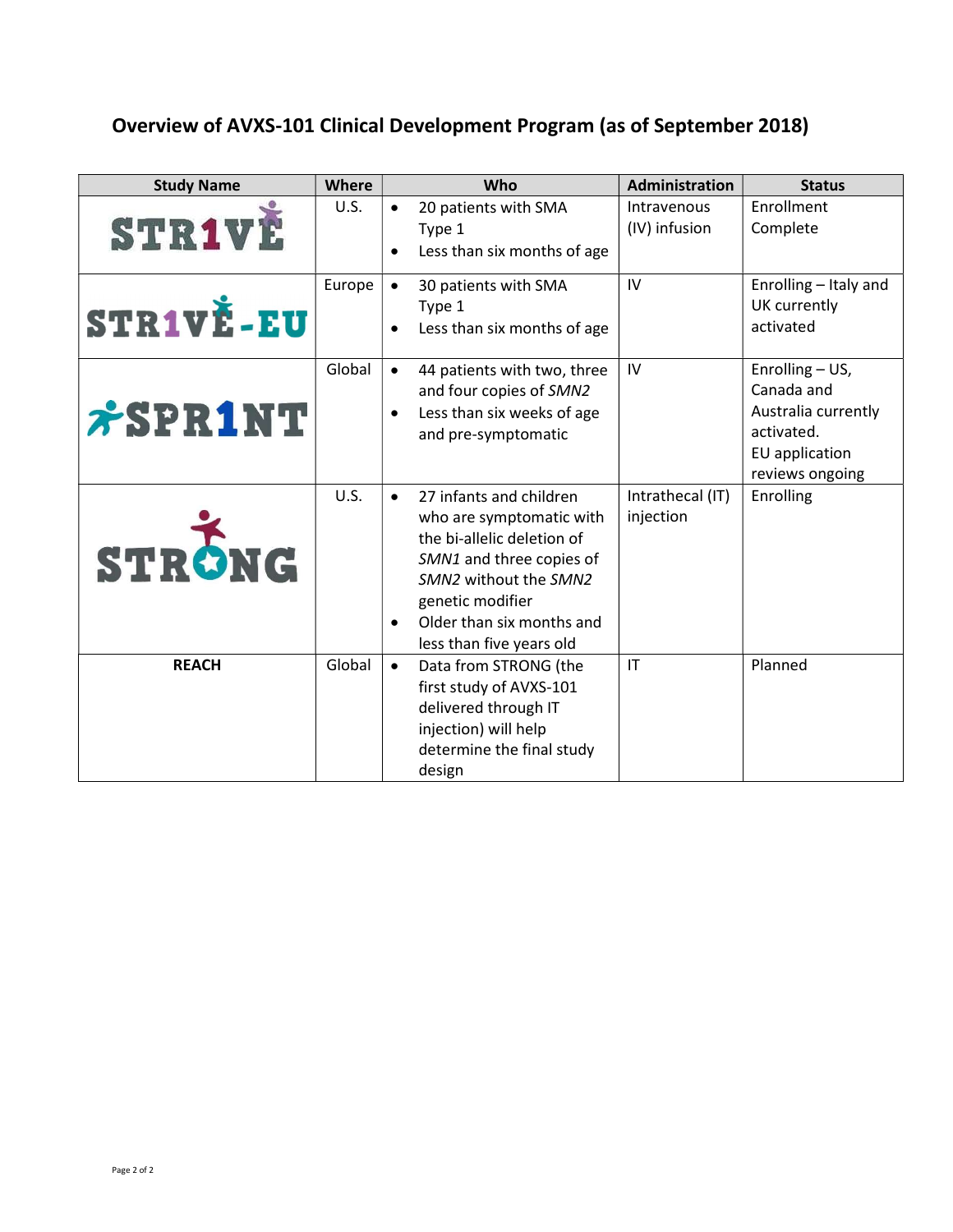# Overview of AVXS-101 Clinical Development Program (as of September 2018)

| Study Name | Where | Who | Administration | Status |
|---|---|---|---|---|
| STR1VE | U.S. | • 20 patients with SMA Type 1<br>• Less than six months of age | Intravenous (IV) infusion | Enrollment Complete |
| STR1VE-EU | Europe | • 30 patients with SMA Type 1<br>• Less than six months of age | IV | Enrolling – Italy and UK currently activated |
| SPR1NT | Global | • 44 patients with two, three and four copies of *SMN2*<br>• Less than six weeks of age and pre-symptomatic | IV | Enrolling – US, Canada and Australia currently activated.<br>EU application reviews ongoing |
| STRONG | U.S. | • 27 infants and children who are symptomatic with the bi-allelic deletion of *SMN1* and three copies of *SMN2* without the *SMN2* genetic modifier<br>• Older than six months and less than five years old | Intrathecal (IT) injection | Enrolling |
| **REACH** | Global | • Data from STRONG (the first study of AVXS-101 delivered through IT injection) will help determine the final study design | IT | Planned |